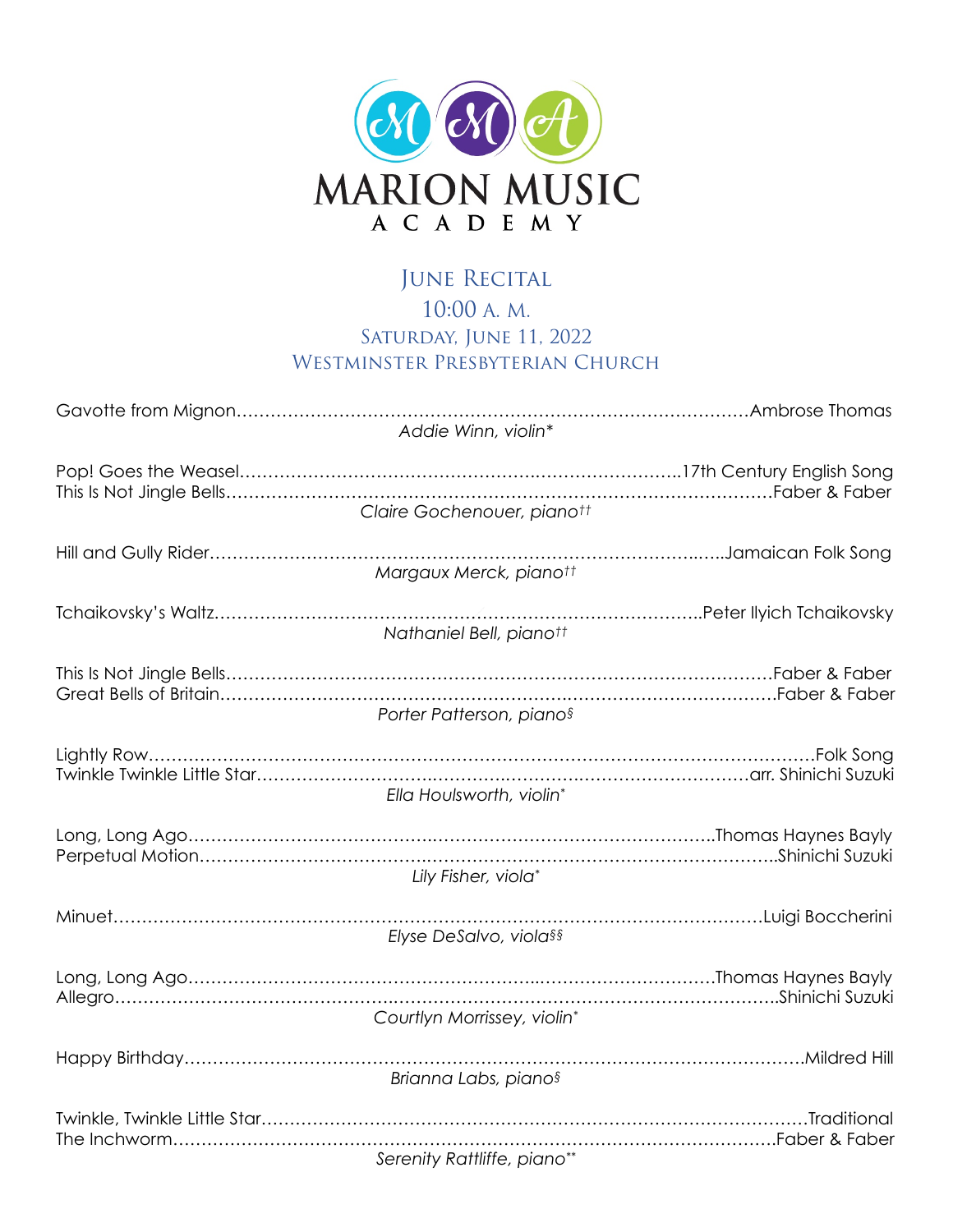# MARION MUSIC ACADEMY

## June Recital

10:00 A. M.

Saturday, June 11, 2022

Westminster Presbyterian Church

Gavotte from Mignon……………………………………………………………………………Ambrose Thomas

*Addie Winn, violin**

Pop! Goes the Weasel……………………………………………………………….17th Century English Song
This Is Not Jingle Bells…………………………………………………………………………Faber & Faber

*Claire Gochenouer, piano††*

Hill and Gully Rider…………………………………………………………………………..Jamaican Folk Song

*Margaux Merck, piano††*

Tchaikovsky's Waltz…………………………………………………………………..Peter Ilyich Tchaikovsky

*Nathaniel Bell, piano††*

This Is Not Jingle Bells…………………………………………………………………………Faber & Faber
Great Bells of Britain…………………………………………………………………………Faber & Faber

*Porter Patterson, piano§*

Lightly Row………………………………………………………………………………………………Folk Song
Twinkle Twinkle Little Star……………………………………………………………arr. Shinichi Suzuki

*Ella Houlsworth, violin**

Long, Long Ago…………………………………………………………………………..Thomas Haynes Bayly
Perpetual Motion………………………………………………………………………………..Shinichi Suzuki

*Lily Fisher, viola**

Minuet………………………………………………………………………………………………Luigi Boccherini

*Elyse DeSalvo, viola§§*

Long, Long Ago…………………………………………………………………………..Thomas Haynes Bayly
Allegro……………………………………………………………………………………………..Shinichi Suzuki

*Courtlyn Morrissey, violin**

Happy Birthday……………………………………………………………………………………………Mildred Hill

*Brianna Labs, piano§*

Twinkle, Twinkle Little Star…………………………………………………………………………Traditional
The Inchworm……………………………………………………………………………………Faber & Faber

*Serenity Rattliffe, piano***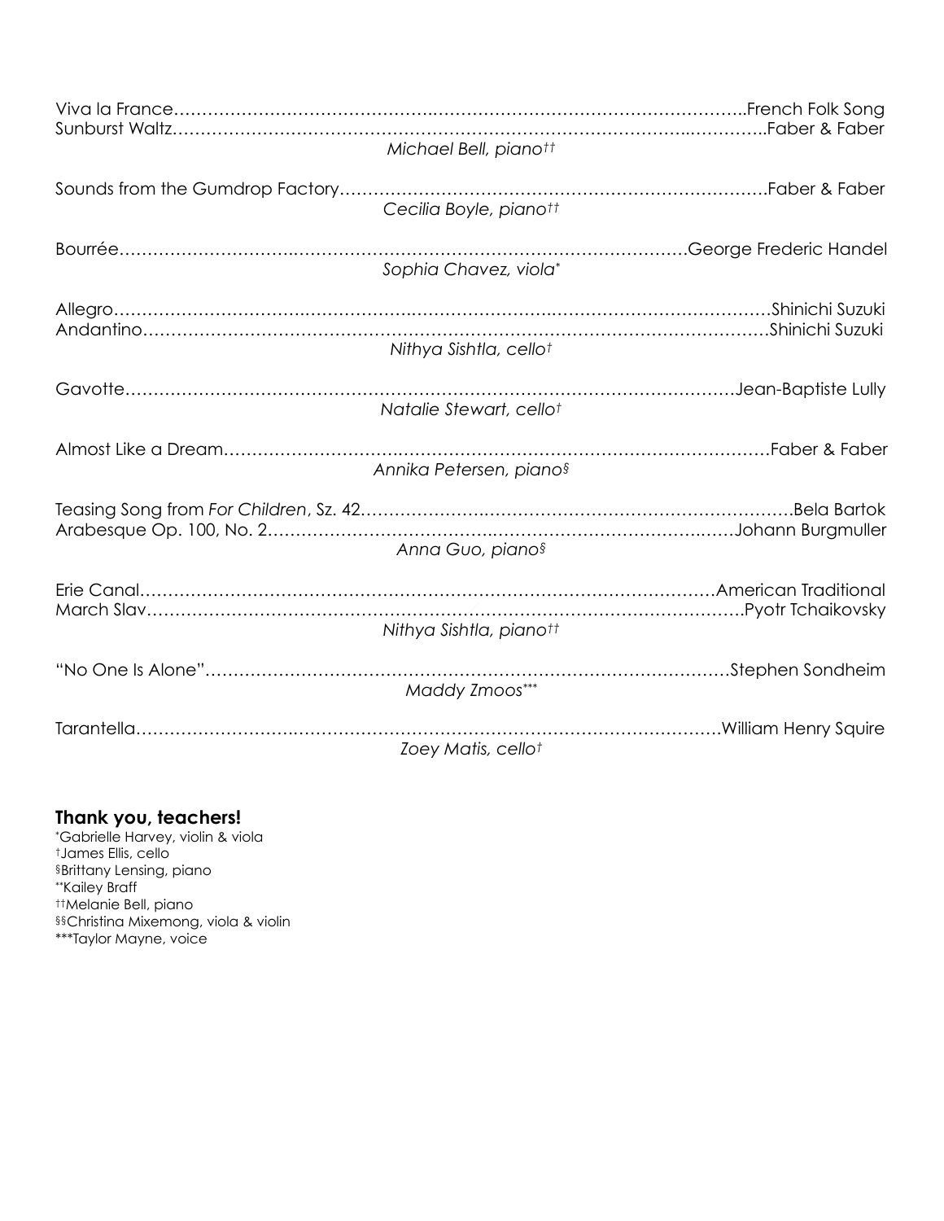Viva la France……………………………………………………………………………………..French Folk Song
Sunburst Waltz………………………………………………………………………………..…………..Faber & Faber

*Michael Bell, piano††*

Sounds from the Gumdrop Factory…………………………………………………………………….Faber & Faber

*Cecilia Boyle, piano††*

Bourrée………………………………………………………………………………………George Frederic Handel

*Sophia Chavez, viola**

Allegro……………………………………………………………………………………………………Shinichi Suzuki
Andantino…………………………………………………………………………………………………Shinichi Suzuki

*Nithya Sishtla, cello†*

Gavotte…………………………………………………………………………………………Jean-Baptiste Lully

*Natalie Stewart, cello†*

Almost Like a Dream……………………………………………………………………………………Faber & Faber

*Annika Petersen, piano§*

Teasing Song from *For Children*, Sz. 42………………………………………………………………….Bela Bartok
Arabesque Op. 100, No. 2……………………………………………………………………Johann Burgmuller

*Anna Guo, piano§*

Erie Canal……………………………………………………………………………………American Traditional
March Slav………………………………………………………………………………………Pyotr Tchaikovsky

*Nithya Sishtla, piano††*

"No One Is Alone"…………………………………………………………………………………Stephen Sondheim

*Maddy Zmoos****

Tarantella…………………………………………………………………………………………William Henry Squire

*Zoey Matis, cello†*

**Thank you, teachers!**

*Gabrielle Harvey, violin & viola
†James Ellis, cello
§Brittany Lensing, piano
**Kailey Braff
††Melanie Bell, piano
§§Christina Mixemong, viola & violin
***Taylor Mayne, voice